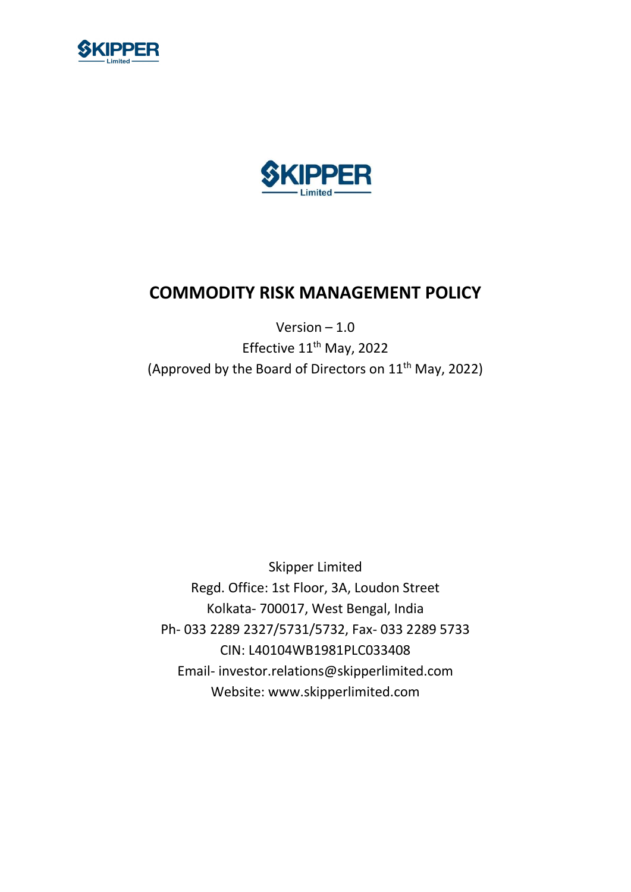# COMMODITY RISK MANAGEMENT POLICY

Version – 1.0

Effective 11th May, 2022

(Approved by the Board of Directors on 11th May, 2022)

Skipper Limited

Regd. Office: 1st Floor, 3A, Loudon Street

Kolkata- 700017, West Bengal, India

Ph- 033 2289 2327/5731/5732, Fax- 033 2289 5733

CIN: L40104WB1981PLC033408

Email- investor.relations@skipperlimited.com

Website: www.skipperlimited.com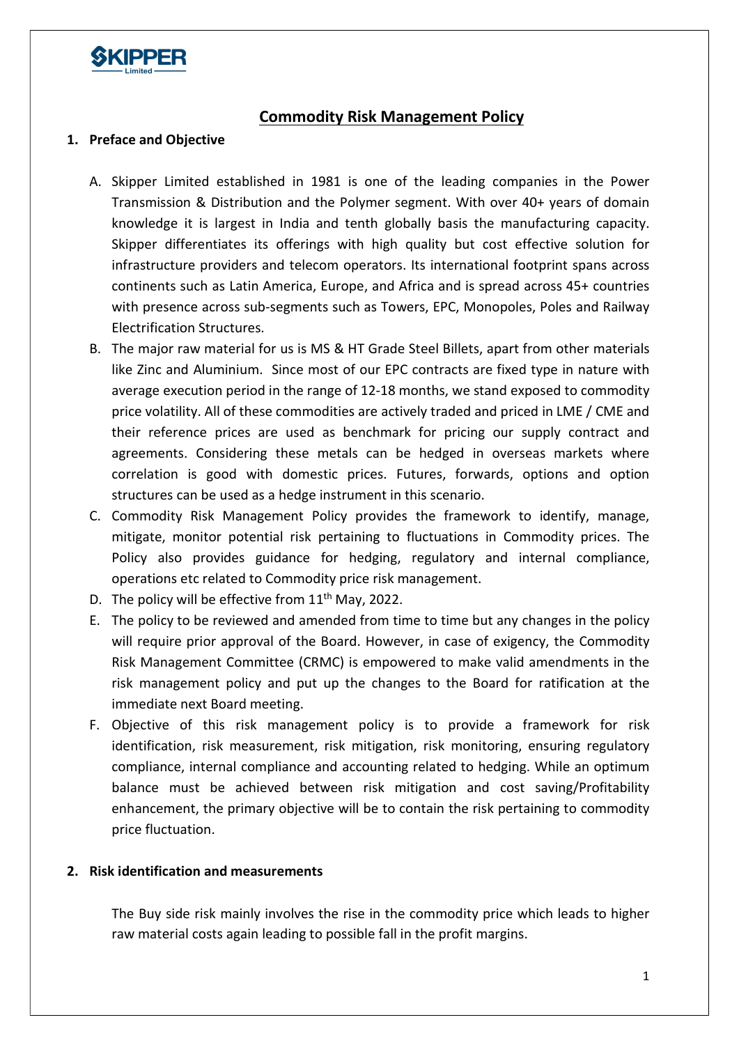## Commodity Risk Management Policy

### 1. Preface and Objective

A. Skipper Limited established in 1981 is one of the leading companies in the Power Transmission & Distribution and the Polymer segment. With over 40+ years of domain knowledge it is largest in India and tenth globally basis the manufacturing capacity. Skipper differentiates its offerings with high quality but cost effective solution for infrastructure providers and telecom operators. Its international footprint spans across continents such as Latin America, Europe, and Africa and is spread across 45+ countries with presence across sub-segments such as Towers, EPC, Monopoles, Poles and Railway Electrification Structures.

B. The major raw material for us is MS & HT Grade Steel Billets, apart from other materials like Zinc and Aluminium. Since most of our EPC contracts are fixed type in nature with average execution period in the range of 12-18 months, we stand exposed to commodity price volatility. All of these commodities are actively traded and priced in LME / CME and their reference prices are used as benchmark for pricing our supply contract and agreements. Considering these metals can be hedged in overseas markets where correlation is good with domestic prices. Futures, forwards, options and option structures can be used as a hedge instrument in this scenario.

C. Commodity Risk Management Policy provides the framework to identify, manage, mitigate, monitor potential risk pertaining to fluctuations in Commodity prices. The Policy also provides guidance for hedging, regulatory and internal compliance, operations etc related to Commodity price risk management.

D. The policy will be effective from 11th May, 2022.

E. The policy to be reviewed and amended from time to time but any changes in the policy will require prior approval of the Board. However, in case of exigency, the Commodity Risk Management Committee (CRMC) is empowered to make valid amendments in the risk management policy and put up the changes to the Board for ratification at the immediate next Board meeting.

F. Objective of this risk management policy is to provide a framework for risk identification, risk measurement, risk mitigation, risk monitoring, ensuring regulatory compliance, internal compliance and accounting related to hedging. While an optimum balance must be achieved between risk mitigation and cost saving/Profitability enhancement, the primary objective will be to contain the risk pertaining to commodity price fluctuation.

### 2. Risk identification and measurements

The Buy side risk mainly involves the rise in the commodity price which leads to higher raw material costs again leading to possible fall in the profit margins.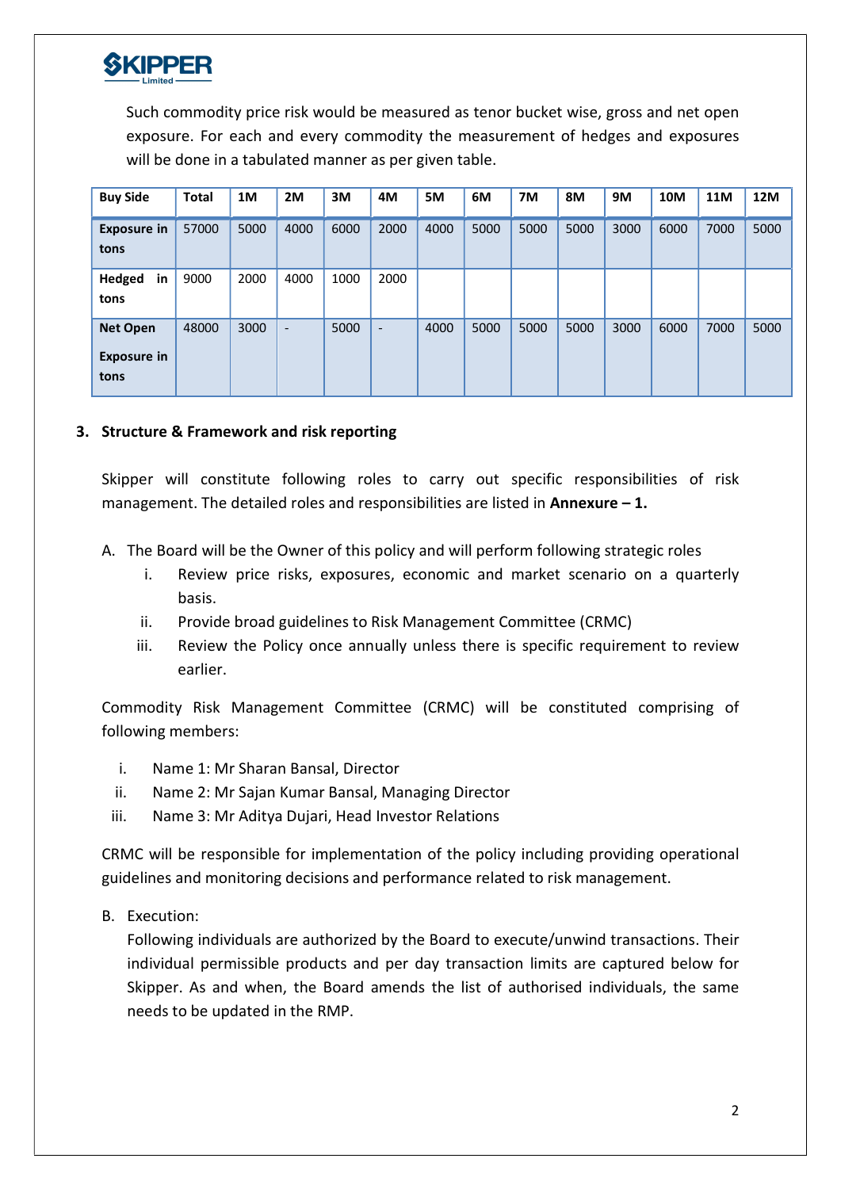Such commodity price risk would be measured as tenor bucket wise, gross and net open exposure. For each and every commodity the measurement of hedges and exposures will be done in a tabulated manner as per given table.

| Buy Side | Total | 1M | 2M | 3M | 4M | 5M | 6M | 7M | 8M | 9M | 10M | 11M | 12M |
|---|---|---|---|---|---|---|---|---|---|---|---|---|---|
| **Exposure in tons** | 57000 | 5000 | 4000 | 6000 | 2000 | 4000 | 5000 | 5000 | 5000 | 3000 | 6000 | 7000 | 5000 |
| **Hedged in tons** | 9000 | 2000 | 4000 | 1000 | 2000 | | | | | | | | |
| **Net Open Exposure in tons** | 48000 | 3000 | - | 5000 | - | 4000 | 5000 | 5000 | 5000 | 3000 | 6000 | 7000 | 5000 |

### 3. Structure & Framework and risk reporting

Skipper will constitute following roles to carry out specific responsibilities of risk management. The detailed roles and responsibilities are listed in **Annexure – 1.**

A. The Board will be the Owner of this policy and will perform following strategic roles
   i. Review price risks, exposures, economic and market scenario on a quarterly basis.
   ii. Provide broad guidelines to Risk Management Committee (CRMC)
   iii. Review the Policy once annually unless there is specific requirement to review earlier.

Commodity Risk Management Committee (CRMC) will be constituted comprising of following members:

i. Name 1: Mr Sharan Bansal, Director
ii. Name 2: Mr Sajan Kumar Bansal, Managing Director
iii. Name 3: Mr Aditya Dujari, Head Investor Relations

CRMC will be responsible for implementation of the policy including providing operational guidelines and monitoring decisions and performance related to risk management.

B. Execution:
   Following individuals are authorized by the Board to execute/unwind transactions. Their individual permissible products and per day transaction limits are captured below for Skipper. As and when, the Board amends the list of authorised individuals, the same needs to be updated in the RMP.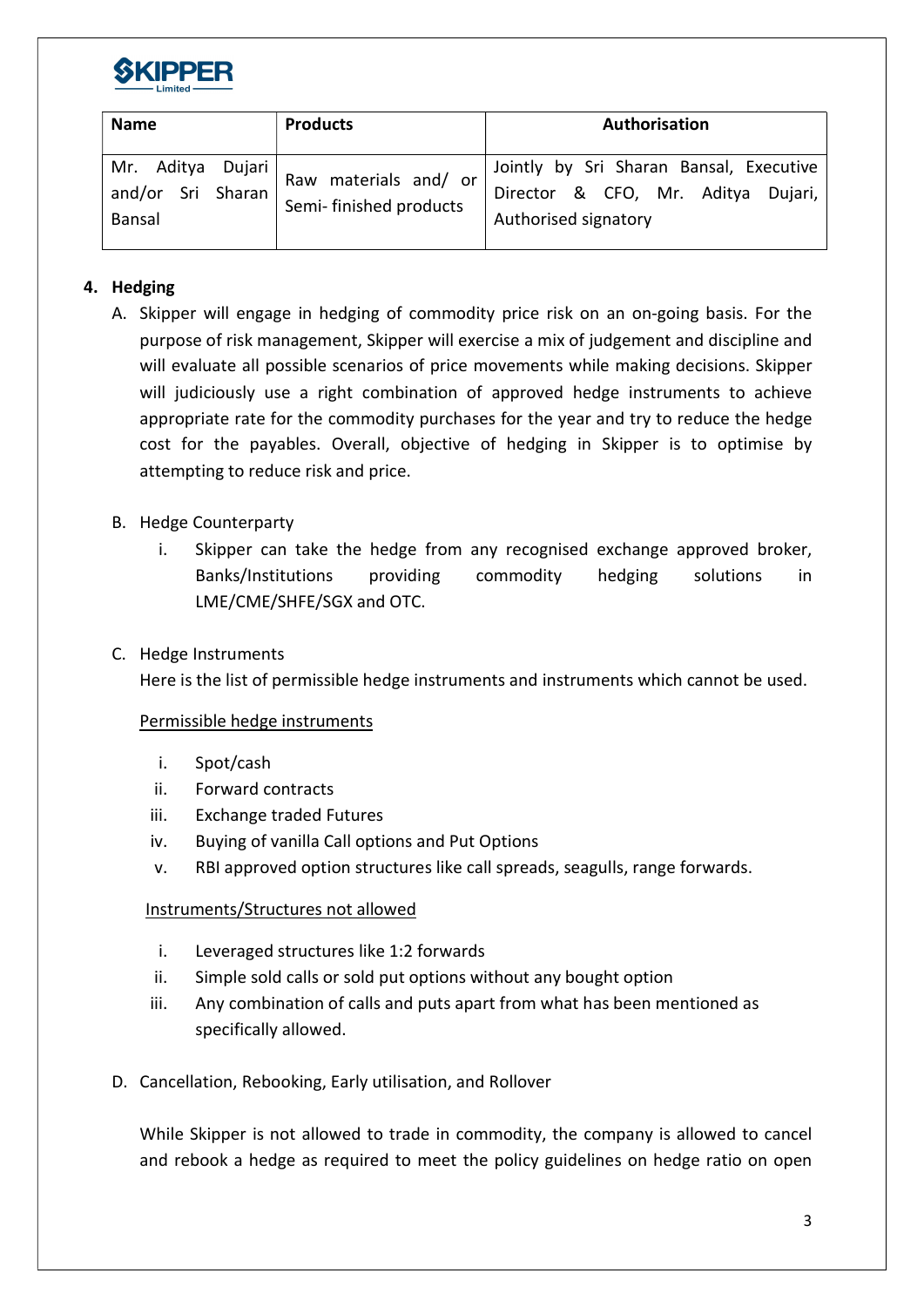| Name | Products | Authorisation |
|---|---|---|
| Mr. Aditya Dujari and/or Sri Sharan Bansal | Raw materials and/ or Semi- finished products | Jointly by Sri Sharan Bansal, Executive Director & CFO, Mr. Aditya Dujari, Authorised signatory |

## 4. Hedging

A. Skipper will engage in hedging of commodity price risk on an on-going basis. For the purpose of risk management, Skipper will exercise a mix of judgement and discipline and will evaluate all possible scenarios of price movements while making decisions. Skipper will judiciously use a right combination of approved hedge instruments to achieve appropriate rate for the commodity purchases for the year and try to reduce the hedge cost for the payables. Overall, objective of hedging in Skipper is to optimise by attempting to reduce risk and price.

B. Hedge Counterparty

   i. Skipper can take the hedge from any recognised exchange approved broker, Banks/Institutions providing commodity hedging solutions in LME/CME/SHFE/SGX and OTC.

C. Hedge Instruments

   Here is the list of permissible hedge instruments and instruments which cannot be used.

   <u>Permissible hedge instruments</u>

   i. Spot/cash
   ii. Forward contracts
   iii. Exchange traded Futures
   iv. Buying of vanilla Call options and Put Options
   v. RBI approved option structures like call spreads, seagulls, range forwards.

   <u>Instruments/Structures not allowed</u>

   i. Leveraged structures like 1:2 forwards
   ii. Simple sold calls or sold put options without any bought option
   iii. Any combination of calls and puts apart from what has been mentioned as specifically allowed.

D. Cancellation, Rebooking, Early utilisation, and Rollover

   While Skipper is not allowed to trade in commodity, the company is allowed to cancel and rebook a hedge as required to meet the policy guidelines on hedge ratio on open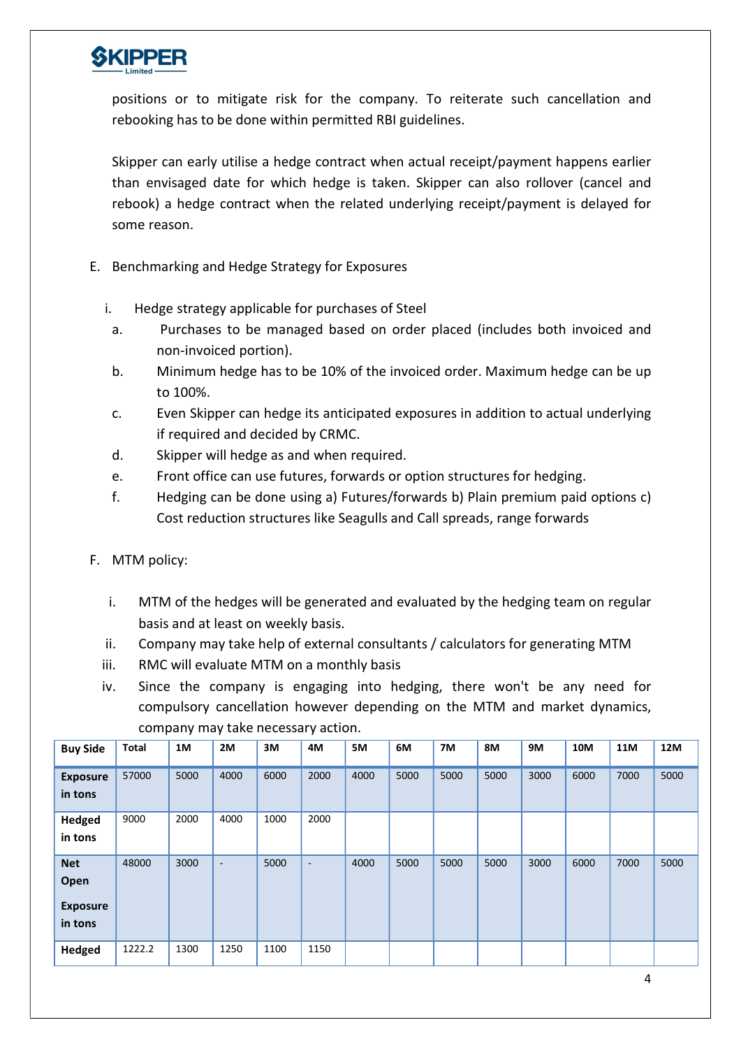positions or to mitigate risk for the company. To reiterate such cancellation and rebooking has to be done within permitted RBI guidelines.

Skipper can early utilise a hedge contract when actual receipt/payment happens earlier than envisaged date for which hedge is taken. Skipper can also rollover (cancel and rebook) a hedge contract when the related underlying receipt/payment is delayed for some reason.

E. Benchmarking and Hedge Strategy for Exposures

i. Hedge strategy applicable for purchases of Steel

a. Purchases to be managed based on order placed (includes both invoiced and non-invoiced portion).

b. Minimum hedge has to be 10% of the invoiced order. Maximum hedge can be up to 100%.

c. Even Skipper can hedge its anticipated exposures in addition to actual underlying if required and decided by CRMC.

d. Skipper will hedge as and when required.

e. Front office can use futures, forwards or option structures for hedging.

f. Hedging can be done using a) Futures/forwards b) Plain premium paid options c) Cost reduction structures like Seagulls and Call spreads, range forwards

F. MTM policy:

i. MTM of the hedges will be generated and evaluated by the hedging team on regular basis and at least on weekly basis.

ii. Company may take help of external consultants / calculators for generating MTM

iii. RMC will evaluate MTM on a monthly basis

iv. Since the company is engaging into hedging, there won't be any need for compulsory cancellation however depending on the MTM and market dynamics, company may take necessary action.

| **Buy Side** | **Total** | **1M** | **2M** | **3M** | **4M** | **5M** | **6M** | **7M** | **8M** | **9M** | **10M** | **11M** | **12M** |
|---|---|---|---|---|---|---|---|---|---|---|---|---|---|
| **Exposure in tons** | 57000 | 5000 | 4000 | 6000 | 2000 | 4000 | 5000 | 5000 | 5000 | 3000 | 6000 | 7000 | 5000 |
| **Hedged in tons** | 9000 | 2000 | 4000 | 1000 | 2000 | | | | | | | | |
| **Net Open Exposure in tons** | 48000 | 3000 | - | 5000 | - | 4000 | 5000 | 5000 | 5000 | 3000 | 6000 | 7000 | 5000 |
| **Hedged** | 1222.2 | 1300 | 1250 | 1100 | 1150 | | | | | | | | |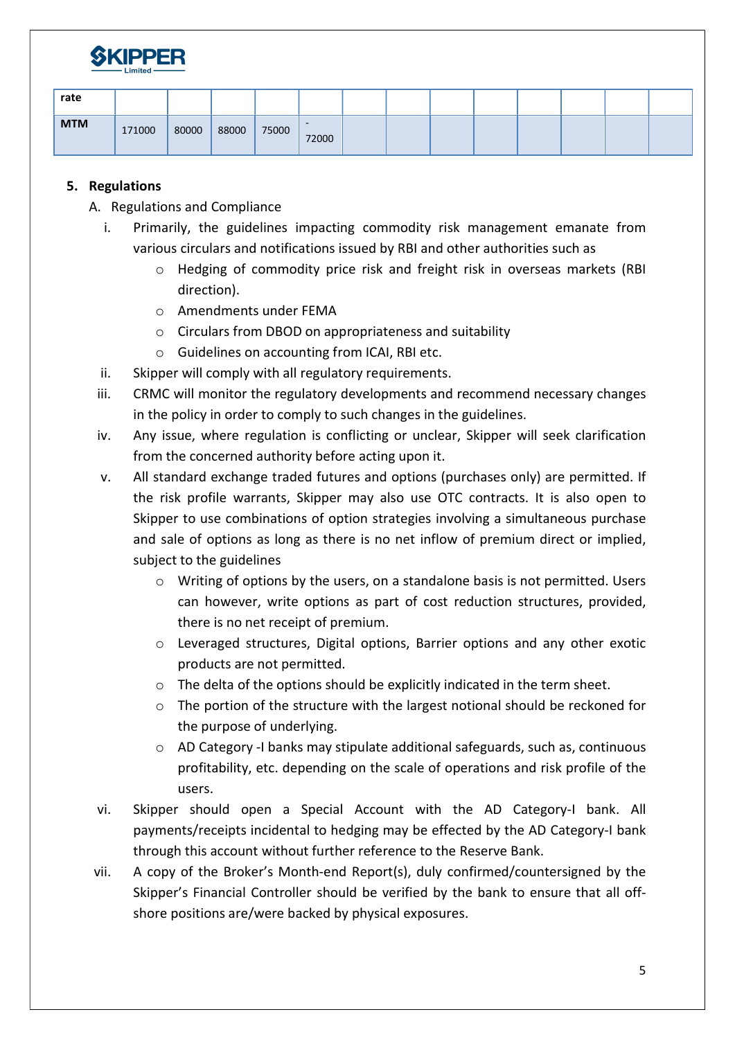| rate | | | | | | | | | | | | | |
|---|---|---|---|---|---|---|---|---|---|---|---|---|---|
| MTM | 171000 | 80000 | 88000 | 75000 | -72000 | | | | | | | | |

**5. Regulations**

A. Regulations and Compliance

i. Primarily, the guidelines impacting commodity risk management emanate from various circulars and notifications issued by RBI and other authorities such as
   - Hedging of commodity price risk and freight risk in overseas markets (RBI direction).
   - Amendments under FEMA
   - Circulars from DBOD on appropriateness and suitability
   - Guidelines on accounting from ICAI, RBI etc.

ii. Skipper will comply with all regulatory requirements.

iii. CRMC will monitor the regulatory developments and recommend necessary changes in the policy in order to comply to such changes in the guidelines.

iv. Any issue, where regulation is conflicting or unclear, Skipper will seek clarification from the concerned authority before acting upon it.

v. All standard exchange traded futures and options (purchases only) are permitted. If the risk profile warrants, Skipper may also use OTC contracts. It is also open to Skipper to use combinations of option strategies involving a simultaneous purchase and sale of options as long as there is no net inflow of premium direct or implied, subject to the guidelines
   - Writing of options by the users, on a standalone basis is not permitted. Users can however, write options as part of cost reduction structures, provided, there is no net receipt of premium.
   - Leveraged structures, Digital options, Barrier options and any other exotic products are not permitted.
   - The delta of the options should be explicitly indicated in the term sheet.
   - The portion of the structure with the largest notional should be reckoned for the purpose of underlying.
   - AD Category -I banks may stipulate additional safeguards, such as, continuous profitability, etc. depending on the scale of operations and risk profile of the users.

vi. Skipper should open a Special Account with the AD Category-I bank. All payments/receipts incidental to hedging may be effected by the AD Category-I bank through this account without further reference to the Reserve Bank.

vii. A copy of the Broker's Month-end Report(s), duly confirmed/countersigned by the Skipper's Financial Controller should be verified by the bank to ensure that all off-shore positions are/were backed by physical exposures.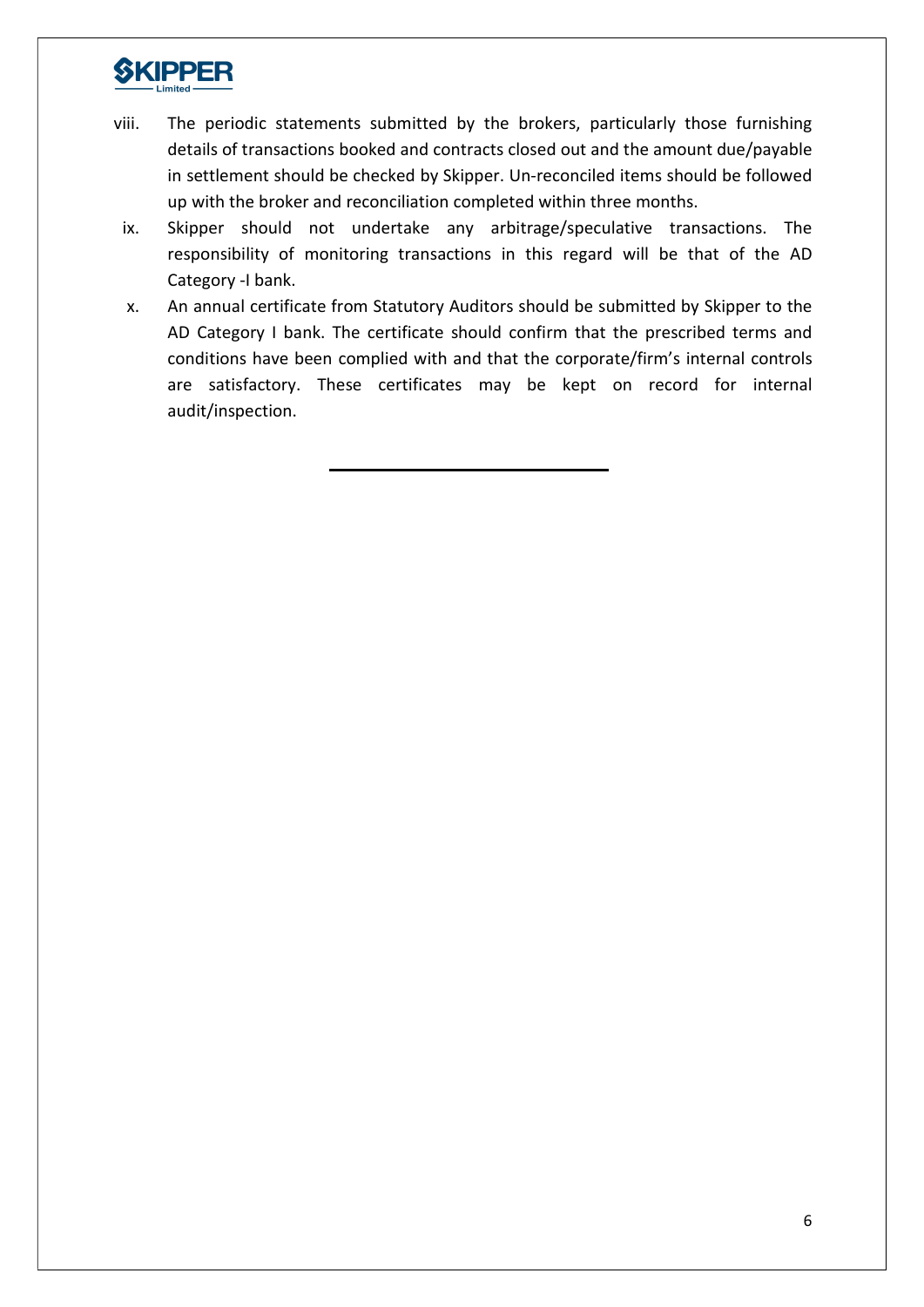viii. The periodic statements submitted by the brokers, particularly those furnishing details of transactions booked and contracts closed out and the amount due/payable in settlement should be checked by Skipper. Un-reconciled items should be followed up with the broker and reconciliation completed within three months.

ix. Skipper should not undertake any arbitrage/speculative transactions. The responsibility of monitoring transactions in this regard will be that of the AD Category -I bank.

x. An annual certificate from Statutory Auditors should be submitted by Skipper to the AD Category I bank. The certificate should confirm that the prescribed terms and conditions have been complied with and that the corporate/firm's internal controls are satisfactory. These certificates may be kept on record for internal audit/inspection.

---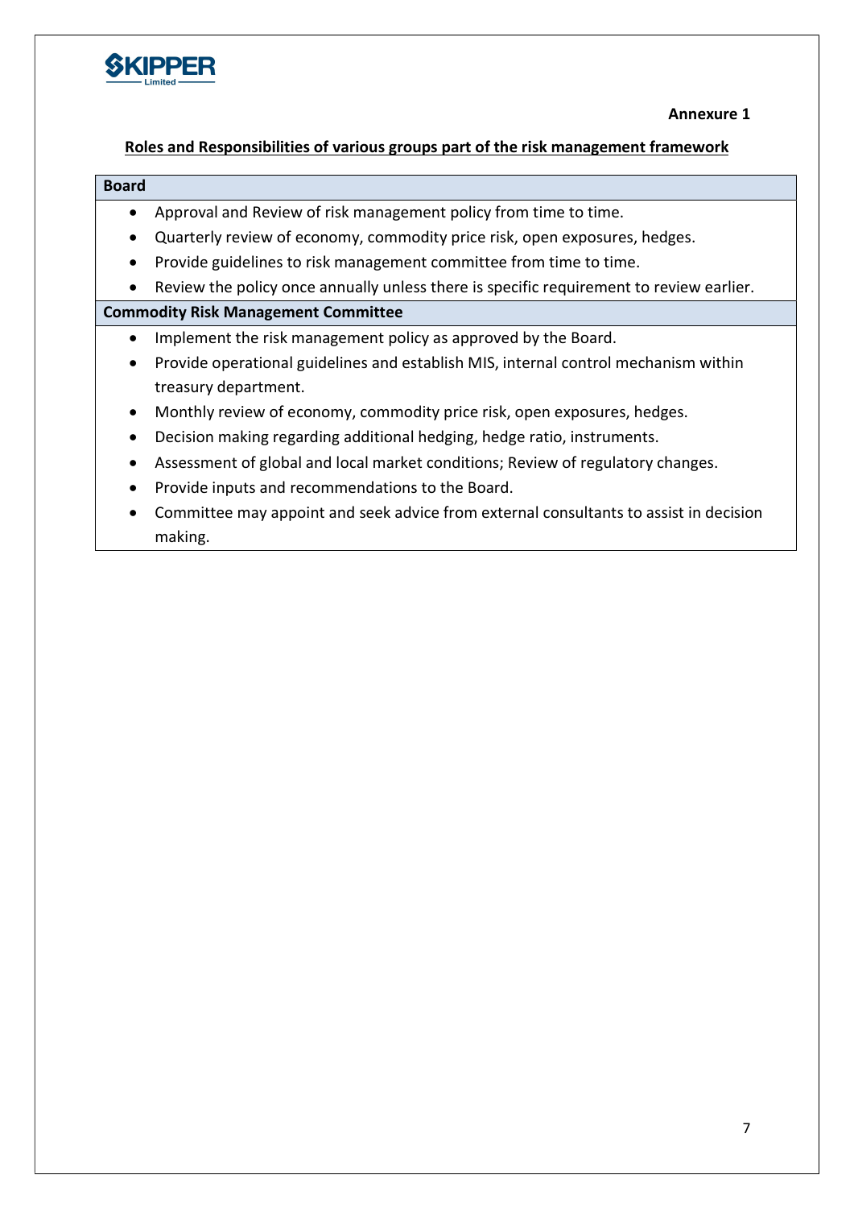**Annexure 1**

**Roles and Responsibilities of various groups part of the risk management framework**

**Board**

- Approval and Review of risk management policy from time to time.
- Quarterly review of economy, commodity price risk, open exposures, hedges.
- Provide guidelines to risk management committee from time to time.
- Review the policy once annually unless there is specific requirement to review earlier.

**Commodity Risk Management Committee**

- Implement the risk management policy as approved by the Board.
- Provide operational guidelines and establish MIS, internal control mechanism within treasury department.
- Monthly review of economy, commodity price risk, open exposures, hedges.
- Decision making regarding additional hedging, hedge ratio, instruments.
- Assessment of global and local market conditions; Review of regulatory changes.
- Provide inputs and recommendations to the Board.
- Committee may appoint and seek advice from external consultants to assist in decision making.